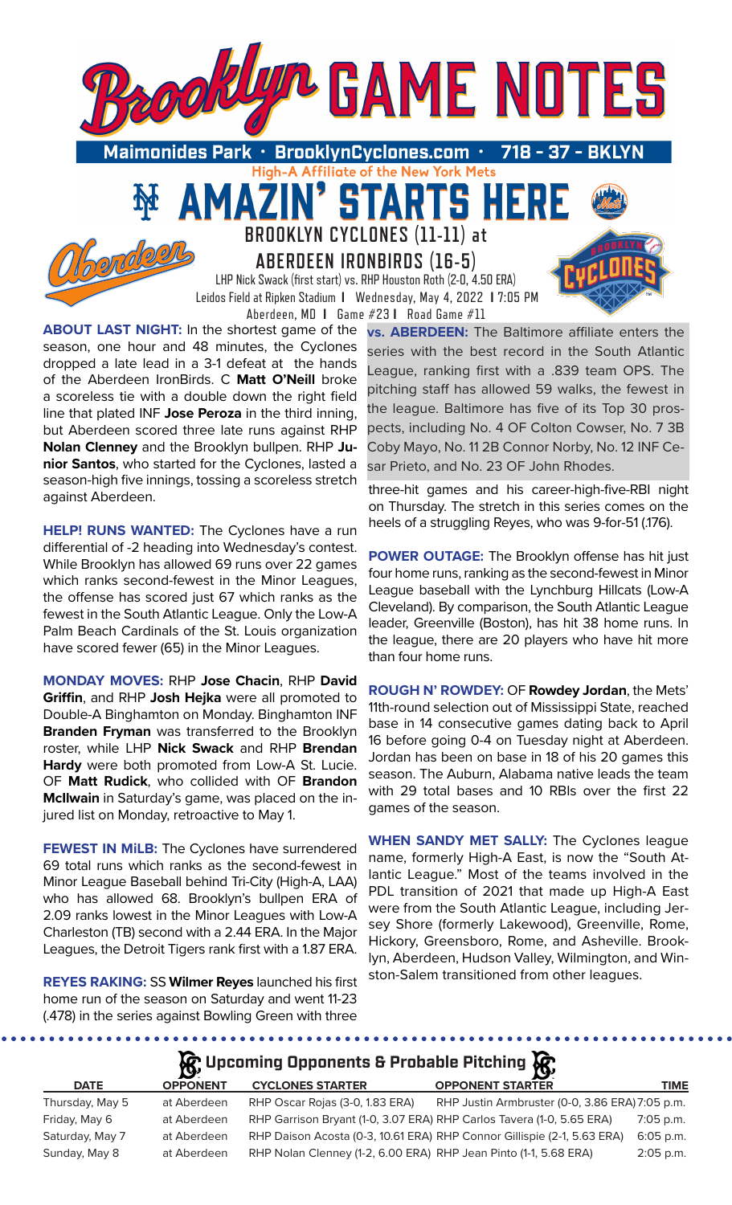# Brooklyn GAME NOTES

**Maimonides Park • BrooklynCyclones.com • 718 - 37 - BKLYN**

High-A Affiliate of the New York Mets

## AMAZIN' STARTS HERE

### BROOKLYN CYCLONES (11-11) at ABERDEEN IRONBIRDS (16-5)

LHP Nick Swack (first start) vs. RHP Houston Roth (2-0, 4.50 ERA)
Leidos Field at Ripken Stadium | Wednesday, May 4, 2022 | 7:05 PM
Aberdeen, MD | Game #23 | Road Game #11

**ABOUT LAST NIGHT:** In the shortest game of the season, one hour and 48 minutes, the Cyclones dropped a late lead in a 3-1 defeat at the hands of the Aberdeen IronBirds. C **Matt O'Neill** broke a scoreless tie with a double down the right field line that plated INF **Jose Peroza** in the third inning, but Aberdeen scored three late runs against RHP **Nolan Clenney** and the Brooklyn bullpen. RHP **Junior Santos**, who started for the Cyclones, lasted a season-high five innings, tossing a scoreless stretch against Aberdeen.

**vs. ABERDEEN:** The Baltimore affiliate enters the series with the best record in the South Atlantic League, ranking first with a .839 team OPS. The pitching staff has allowed 59 walks, the fewest in the league. Baltimore has five of its Top 30 prospects, including No. 4 OF Colton Cowser, No. 7 3B Coby Mayo, No. 11 2B Connor Norby, No. 12 INF Cesar Prieto, and No. 23 OF John Rhodes.

**HELP! RUNS WANTED:** The Cyclones have a run differential of -2 heading into Wednesday's contest. While Brooklyn has allowed 69 runs over 22 games which ranks second-fewest in the Minor Leagues, the offense has scored just 67 which ranks as the fewest in the South Atlantic League. Only the Low-A Palm Beach Cardinals of the St. Louis organization have scored fewer (65) in the Minor Leagues.

**MONDAY MOVES:** RHP **Jose Chacin**, RHP **David Griffin**, and RHP **Josh Hejka** were all promoted to Double-A Binghamton on Monday. Binghamton INF **Branden Fryman** was transferred to the Brooklyn roster, while LHP **Nick Swack** and RHP **Brendan Hardy** were both promoted from Low-A St. Lucie. OF **Matt Rudick**, who collided with OF **Brandon McIlwain** in Saturday's game, was placed on the injured list on Monday, retroactive to May 1.

**FEWEST IN MiLB:** The Cyclones have surrendered 69 total runs which ranks as the second-fewest in Minor League Baseball behind Tri-City (High-A, LAA) who has allowed 68. Brooklyn's bullpen ERA of 2.09 ranks lowest in the Minor Leagues with Low-A Charleston (TB) second with a 2.44 ERA. In the Major Leagues, the Detroit Tigers rank first with a 1.87 ERA.

**REYES RAKING:** SS **Wilmer Reyes** launched his first home run of the season on Saturday and went 11-23 (.478) in the series against Bowling Green with three three-hit games and his career-high-five-RBI night on Thursday. The stretch in this series comes on the heels of a struggling Reyes, who was 9-for-51 (.176).

**POWER OUTAGE:** The Brooklyn offense has hit just four home runs, ranking as the second-fewest in Minor League baseball with the Lynchburg Hillcats (Low-A Cleveland). By comparison, the South Atlantic League leader, Greenville (Boston), has hit 38 home runs. In the league, there are 20 players who have hit more than four home runs.

**ROUGH N' ROWDEY:** OF **Rowdey Jordan**, the Mets' 11th-round selection out of Mississippi State, reached base in 14 consecutive games dating back to April 16 before going 0-4 on Tuesday night at Aberdeen. Jordan has been on base in 18 of his 20 games this season. The Auburn, Alabama native leads the team with 29 total bases and 10 RBIs over the first 22 games of the season.

**WHEN SANDY MET SALLY:** The Cyclones league name, formerly High-A East, is now the "South Atlantic League." Most of the teams involved in the PDL transition of 2021 that made up High-A East were from the South Atlantic League, including Jersey Shore (formerly Lakewood), Greenville, Rome, Hickory, Greensboro, Rome, and Asheville. Brooklyn, Aberdeen, Hudson Valley, Wilmington, and Winston-Salem transitioned from other leagues.

## Upcoming Opponents & Probable Pitching

| DATE | OPPONENT | CYCLONES STARTER | OPPONENT STARTER | TIME |
|---|---|---|---|---|
| Thursday, May 5 | at Aberdeen | RHP Oscar Rojas (3-0, 1.83 ERA) | RHP Justin Armbruster (0-0, 3.86 ERA) | 7:05 p.m. |
| Friday, May 6 | at Aberdeen | RHP Garrison Bryant (1-0, 3.07 ERA) | RHP Carlos Tavera (1-0, 5.65 ERA) | 7:05 p.m. |
| Saturday, May 7 | at Aberdeen | RHP Daison Acosta (0-3, 10.61 ERA) | RHP Connor Gillispie (2-1, 5.63 ERA) | 6:05 p.m. |
| Sunday, May 8 | at Aberdeen | RHP Nolan Clenney (1-2, 6.00 ERA) | RHP Jean Pinto (1-1, 5.68 ERA) | 2:05 p.m. |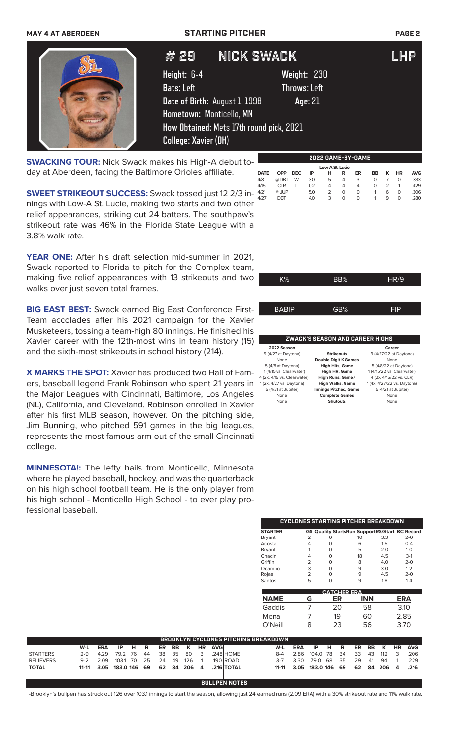MAY 4 AT ABERDEEN — STARTING PITCHER

# #29 NICK SWACK — LHP

**Height:** 6-4 **Weight:** 230
**Bats:** Left **Throws:** Left
**Date of Birth:** August 1, 1998 **Age:** 21
**Hometown:** Monticello, MN
**How Obtained:** Mets 17th round pick, 2021
**College:** Xavier (OH)

**SWACKING TOUR:** Nick Swack makes his High-A debut today at Aberdeen, facing the Baltimore Orioles affiliate.

**SWEET STRIKEOUT SUCCESS:** Swack tossed just 12 2/3 innings with Low-A St. Lucie, making two starts and two other relief appearances, striking out 24 batters. The southpaw's strikeout rate was 46% in the Florida State League with a 3.8% walk rate.

**YEAR ONE:** After his draft selection mid-summer in 2021, Swack reported to Florida to pitch for the Complex team, making five relief appearances with 13 strikeouts and two walks over just seven total frames.

**BIG EAST BEST:** Swack earned Big East Conference First-Team accolades after his 2021 campaign for the Xavier Musketeers, tossing a team-high 80 innings. He finished his Xavier career with the 12th-most wins in team history (15) and the sixth-most strikeouts in school history (214).

**X MARKS THE SPOT:** Xavier has produced two Hall of Famers, baseball legend Frank Robinson who spent 21 years in the Major Leagues with Cincinnati, Baltimore, Los Angeles (NL), California, and Cleveland. Robinson enrolled in Xavier after his first MLB season, however. On the pitching side, Jim Bunning, who pitched 591 games in the big leagues, represents the most famous arm out of the small Cincinnati college.

**MINNESOTA!:** The lefty hails from Monticello, Minnesota where he played baseball, hockey, and was the quarterback on his high school football team. He is the only player from his high school - Monticello High School - to ever play professional baseball.

## 2022 GAME-BY-GAME

**Low-A St. Lucie**

| DATE | OPP | DEC | IP | H | R | ER | BB | K | HR | AVG |
|---|---|---|---|---|---|---|---|---|---|---|
| 4/8 | @DBT | W | 3.0 | 5 | 4 | 3 | 0 | 7 | 0 | .333 |
| 4/15 | CLR | L | 0.2 | 4 | 4 | 4 | 0 | 2 | 1 | .429 |
| 4/21 | @JUP | | 5.0 | 2 | 0 | 0 | 1 | 6 | 0 | .306 |
| 4/27 | DBT | | 4.0 | 3 | 0 | 0 | 1 | 9 | 0 | .280 |

| K% | BB% | HR/9 |
|---|---|---|
| | | |
| **BABIP** | **GB%** | **FIP** |
| | | |

## ZWACK'S SEASON AND CAREER HIGHS

| 2022 Season | | Career |
|---|---|---|
| 9 (4/27 at Daytona) | Strikeouts | 9 (4/27/22 at Daytona) |
| None | Double Digit K Games | None |
| 5 (4/8 at Daytona) | High Hits, Game | 5 (4/8/22 at Daytona) |
| 1 (4/15 vs. Clearwater) | High HR, Game | 1 (4/15/22 vs. Clearwater) |
| 4 (2x, 4/15 vs. Clearwater) | High Runs, Game | 4 (2x, 4/15/22 vs. CLR) |
| 1 (2x, 4/27 vs. Daytona) | High Walks, Game | 1 (4x, 4/27/22 vs. Daytona) |
| 5 (4/21 at Jupiter) | Innings Pitched, Game | 5 (4/21 at Jupiter) |
| None | Complete Games | None |
| None | Shutouts | None |

## CYCLONES STARTING PITCHER BREAKDOWN

| STARTER | GS | Quality Starts | Run Support | RS/Start | BC Record |
|---|---|---|---|---|---|
| Bryant | 2 | 0 | 10 | 3.3 | 2-0 |
| Acosta | 4 | 0 | 6 | 1.5 | 0-4 |
| Bryant | 1 | 0 | 5 | 2.0 | 1-0 |
| Chacin | 4 | 0 | 18 | 4.5 | 3-1 |
| Griffin | 2 | 0 | 8 | 4.0 | 2-0 |
| Ocampo | 3 | 0 | 9 | 3.0 | 1-2 |
| Rojas | 2 | 0 | 9 | 4.5 | 2-0 |
| Santos | 5 | 0 | 9 | 1.8 | 1-4 |

## CATCHER ERA

| NAME | G | ER | INN | ERA |
|---|---|---|---|---|
| Gaddis | 7 | 20 | 58 | 3.10 |
| Mena | 7 | 19 | 60 | 2.85 |
| O'Neill | 8 | 23 | 56 | 3.70 |

## BROOKLYN CYCLONES PITCHING BREAKDOWN

| | W-L | ERA | IP | H | R | ER | BB | K | HR | AVG |
|---|---|---|---|---|---|---|---|---|---|---|
| STARTERS | 2-9 | 4.29 | 79.2 | 76 | 44 | 38 | 35 | 80 | 3 | .248 |
| RELIEVERS | 9-2 | 2.09 | 103.1 | 70 | 25 | 24 | 49 | 126 | 1 | .190 |
| TOTAL | 11-11 | 3.05 | 183.0 | 146 | 69 | 62 | 84 | 206 | 4 | .216 |

| | W-L | ERA | IP | H | R | ER | BB | K | HR | AVG |
|---|---|---|---|---|---|---|---|---|---|---|
| HOME | 8-4 | 2.86 | 104.0 | 78 | 34 | 33 | 43 | 112 | 3 | .206 |
| ROAD | 3-7 | 3.30 | 79.0 | 68 | 35 | 29 | 41 | 94 | 1 | .229 |
| TOTAL | 11-11 | 3.05 | 183.0 | 146 | 69 | 62 | 84 | 206 | 4 | .216 |

## BULLPEN NOTES

-Brooklyn's bullpen has struck out 126 over 103.1 innings to start the season, allowing just 24 earned runs (2.09 ERA) with a 30% strikeout rate and 11% walk rate.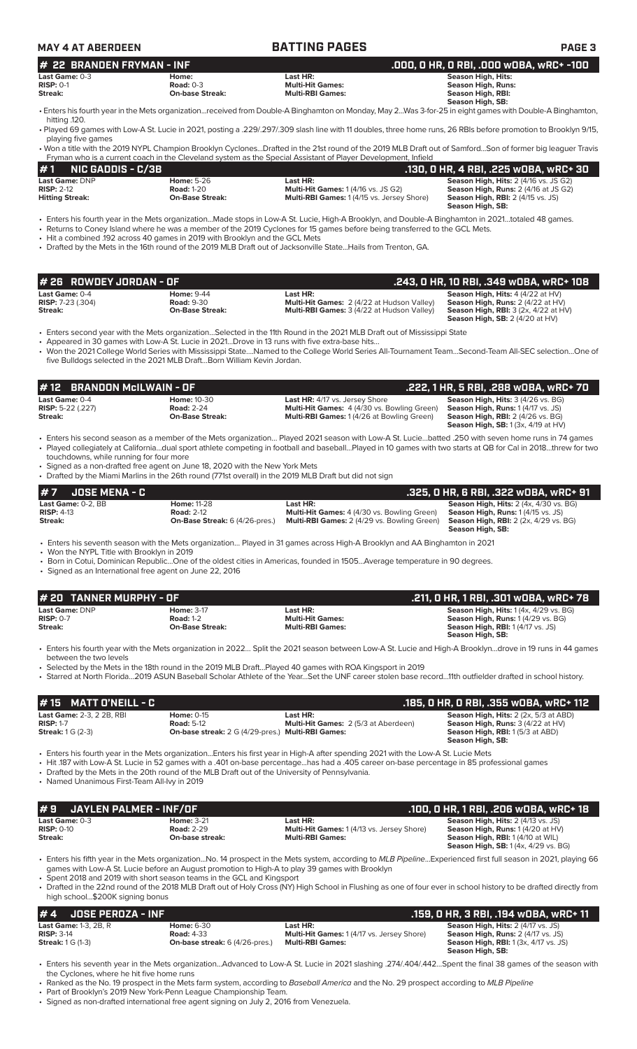## # 22 BRANDEN FRYMAN - INF

**.000, 0 HR, 0 RBI, .000 wOBA, wRC+ -100**

| | | | |
|---|---|---|---|
| **Last Game:** 0-3 | **Home:** | **Last HR:** | **Season High, Hits:** |
| **RISP:** 0-1 | **Road:** 0-3 | **Multi-Hit Games:** | **Season High, Runs:** |
| **Streak:** | **On-base Streak:** | **Multi-RBI Games:** | **Season High, RBI:** |
| | | | **Season High, SB:** |

- Enters his fourth year in the Mets organization...received from Double-A Binghamton on Monday, May 2...Was 3-for-25 in eight games with Double-A Binghamton, hitting .120.
- Played 69 games with Low-A St. Lucie in 2021, posting a .229/.297/.309 slash line with 11 doubles, three home runs, 26 RBIs before promotion to Brooklyn 9/15, playing five games
- Won a title with the 2019 NYPL Champion Brooklyn Cyclones...Drafted in the 21st round of the 2019 MLB Draft out of Samford...Son of former big leaguer Travis Fryman who is a current coach in the Cleveland system as the Special Assistant of Player Development, Infield

## # 1 NIC GADDIS - C/3B

**.130, 0 HR, 4 RBI, .225 wOBA, wRC+ 30**

| | | | |
|---|---|---|---|
| **Last Game:** DNP | **Home:** 5-26 | **Last HR:** | **Season High, Hits:** 2 (4/16 vs. JS G2) |
| **RISP:** 2-12 | **Road:** 1-20 | **Multi-Hit Games:** 1 (4/16 vs. JS G2) | **Season High, Runs:** 2 (4/16 at JS G2) |
| **Hitting Streak:** | **On-Base Streak:** | **Multi-RBI Games:** 1 (4/15 vs. Jersey Shore) | **Season High, RBI:** 2 (4/15 vs. JS) |
| | | | **Season High, SB:** |

- Enters his fourth year in the Mets organization...Made stops in Low-A St. Lucie, High-A Brooklyn, and Double-A Binghamton in 2021...totaled 48 games.
- Returns to Coney Island where he was a member of the 2019 Cyclones for 15 games before being transferred to the GCL Mets.
- Hit a combined .192 across 40 games in 2019 with Brooklyn and the GCL Mets
- Drafted by the Mets in the 16th round of the 2019 MLB Draft out of Jacksonville State...Hails from Trenton, GA.

## # 26 ROWDEY JORDAN - OF

**.243, 0 HR, 10 RBI, .349 wOBA, wRC+ 108**

| | | | |
|---|---|---|---|
| **Last Game:** 0-4 | **Home:** 9-44 | **Last HR:** | **Season High, Hits:** 4 (4/22 at HV) |
| **RISP:** 7-23 (.304) | **Road:** 9-30 | **Multi-Hit Games:** 2 (4/22 at Hudson Valley) | **Season High, Runs:** 2 (4/22 at HV) |
| **Streak:** | **On-Base Streak:** | **Multi-RBI Games:** 3 (4/22 at Hudson Valley) | **Season High, RBI:** 3 (2x, 4/22 at HV) |
| | | | **Season High, SB:** 2 (4/20 at HV) |

- Enters second year with the Mets organization...Selected in the 11th Round in the 2021 MLB Draft out of Mississippi State
- Appeared in 30 games with Low-A St. Lucie in 2021...Drove in 13 runs with five extra-base hits...
- Won the 2021 College World Series with Mississippi State....Named to the College World Series All-Tournament Team...Second-Team All-SEC selection...One of five Bulldogs selected in the 2021 MLB Draft...Born William Kevin Jordan.

## # 12 BRANDON McILWAIN - OF

**.222, 1 HR, 5 RBI, .288 wOBA, wRC+ 70**

| | | | |
|---|---|---|---|
| **Last Game:** 0-4 | **Home:** 10-30 | **Last HR:** 4/17 vs. Jersey Shore | **Season High, Hits:** 3 (4/26 vs. BG) |
| **RISP:** 5-22 (.227) | **Road:** 2-24 | **Multi-Hit Games:** 4 (4/30 vs. Bowling Green) | **Season High, Runs:** 1 (4/17 vs. JS) |
| **Streak:** | **On-Base Streak:** | **Multi-RBI Games:** 1 (4/26 at Bowling Green) | **Season High, RBI:** 2 (4/26 vs. BG) |
| | | | **Season High, SB:** 1 (3x, 4/19 at HV) |

- Enters his second season as a member of the Mets organization... Played 2021 season with Low-A St. Lucie...batted .250 with seven home runs in 74 games
- Played collegiately at California...dual sport athlete competing in football and baseball...Played in 10 games with two starts at QB for Cal in 2018...threw for two touchdowns, while running for four more
- Signed as a non-drafted free agent on June 18, 2020 with the New York Mets
- Drafted by the Miami Marlins in the 26th round (771st overall) in the 2019 MLB Draft but did not sign

## # 7 JOSE MENA - C

**.325, 0 HR, 6 RBI, .322 wOBA, wRC+ 91**

| | | | |
|---|---|---|---|
| **Last Game:** 0-2, BB | **Home:** 11-28 | **Last HR:** | **Season High, Hits:** 2 (4x, 4/30 vs. BG) |
| **RISP:** 4-13 | **Road:** 2-12 | **Multi-Hit Games:** 4 (4/30 vs. Bowling Green) | **Season High, Runs:** 1 (4/15 vs. JS) |
| **Streak:** | **On-Base Streak:** 6 (4/26-pres.) | **Multi-RBI Games:** 2 (4/29 vs. Bowling Green) | **Season High, RBI:** 2 (2x, 4/29 vs. BG) |
| | | | **Season High, SB:** |

- Enters his seventh season with the Mets organization... Played in 31 games across High-A Brooklyn and AA Binghamton in 2021
- Won the NYPL Title with Brooklyn in 2019
- Born in Cotui, Dominican Republic...One of the oldest cities in Americas, founded in 1505...Average temperature in 90 degrees.
- Signed as an International free agent on June 22, 2016

## # 20 TANNER MURPHY - OF

**.211, 0 HR, 1 RBI, .301 wOBA, wRC+ 78**

| | | | |
|---|---|---|---|
| **Last Game:** DNP | **Home:** 3-17 | **Last HR:** | **Season High, Hits:** 1 (4x, 4/29 vs. BG) |
| **RISP:** 0-7 | **Road:** 1-2 | **Multi-Hit Games:** | **Season High, Runs:** 1 (4/29 vs. BG) |
| **Streak:** | **On-Base Streak:** | **Multi-RBI Games:** | **Season High, RBI:** 1 (4/17 vs. JS) |
| | | | **Season High, SB:** |

- Enters his fourth year with the Mets organization in 2022... Split the 2021 season between Low-A St Lucie and High-A Brooklyn...drove in 19 runs in 44 games between the two levels
- Selected by the Mets in the 18th round in the 2019 MLB Draft...Played 40 games with ROA Kingsport in 2019
- Starred at North Florida...2019 ASUN Baseball Scholar Athlete of the Year...Set the UNF career stolen base record...11th outfielder drafted in school history.

## # 15 MATT O'NEILL - C

**.185, 0 HR, 0 RBI, .355 wOBA, wRC+ 112**

| | | | |
|---|---|---|---|
| **Last Game:** 2-3, 2 2B, RBI | **Home:** 0-15 | **Last HR:** | **Season High, Hits:** 2 (2x, 5/3 at ABD) |
| **RISP:** 1-7 | **Road:** 5-12 | **Multi-Hit Games:** 2 (5/3 at Aberdeen) | **Season High, Runs:** |
| **Streak:** 1 G (2-3) | **On-base streak:** 2 G (4/29-pres.) | **Multi-RBI Games:** | **Season High, RBI:** 1 (5/3 at ABD) |
| | | | **Season High, SB:** |

- Enters his fourth year in the Mets organization...Enters his first year in High-A after spending 2021 with the Low-A St. Lucie Mets
- Hit .187 with Low-A St. Lucie in 52 games with a .401 on-base percentage...has had a .405 career on-base percentage in 85 professional games
- Drafted by the Mets in the 20th round of the MLB Draft out of the University of Pennsylvania.
- Named Unanimous First-Team All-Ivy in 2019

## # 9 JAYLEN PALMER - INF/OF

**.100, 0 HR, 1 RBI, .206 wOBA, wRC+ 18**

| | | | |
|---|---|---|---|
| **Last Game:** 0-3 | **Home:** 3-21 | **Last HR:** | **Season High, Hits:** 2 (4/13 vs. JS) |
| **RISP:** 0-10 | **Road:** 2-29 | **Multi-Hit Games:** 1 (4/13 vs. Jersey Shore) | **Season High, Runs:** 1 (4/20 at HV) |
| **Streak:** | **On-base streak:** | **Multi-RBI Games:** | **Season High, RBI:** 1 (4/10 at WIL) |
| | | | **Season High, SB:** 1 (4x, 4/29 vs. BG) |

- Enters his fifth year in the Mets organization...No. 14 prospect in the Mets system, according to *MLB Pipeline*...Experienced first full season in 2021, playing 66 games with Low-A St. Lucie before an August promotion to High-A to play 39 games with Brooklyn
- Spent 2018 and 2019 with short season teams in the GCL and Kingsport
- Drafted in the 22nd round of the 2018 MLB Draft out of Holy Cross (NY) High School in Flushing as one of four ever in school history to be drafted directly from high school...$200K signing bonus

## # 4 JOSE PEROZA - INF

**.159, 0 HR, 3 RBI, .194 wOBA, wRC+ 11**

| | | | |
|---|---|---|---|
| **Last Game:** 1-3, 2B, R | **Home:** 6-30 | **Last HR:** | **Season High, Hits:** 2 (4/17 vs. JS) |
| **RISP:** 3-14 | **Road:** 4-33 | **Multi-Hit Games:** 1 (4/17 vs. Jersey Shore) | **Season High, Runs:** 2 (4/17 vs. JS) |
| **Streak:** 1 G (1-3) | **On-base streak:** 6 (4/26-pres.) | **Multi-RBI Games:** | **Season High, RBI:** 1 (3x, 4/17 vs. JS) |
| | | | **Season High, SB:** |

- Enters his seventh year in the Mets organization...Advanced to Low-A St. Lucie in 2021 slashing .274/.404/.442...Spent the final 38 games of the season with the Cyclones, where he hit five home runs
- Ranked as the No. 19 prospect in the Mets system, according to *Baseball America* and the No. 29 prospect according to *MLB Pipeline*
- Part of Brooklyn's 2019 New York-Penn League Championship Team.
- Signed as non-drafted international free agent signing on July 2, 2016 from Venezuela.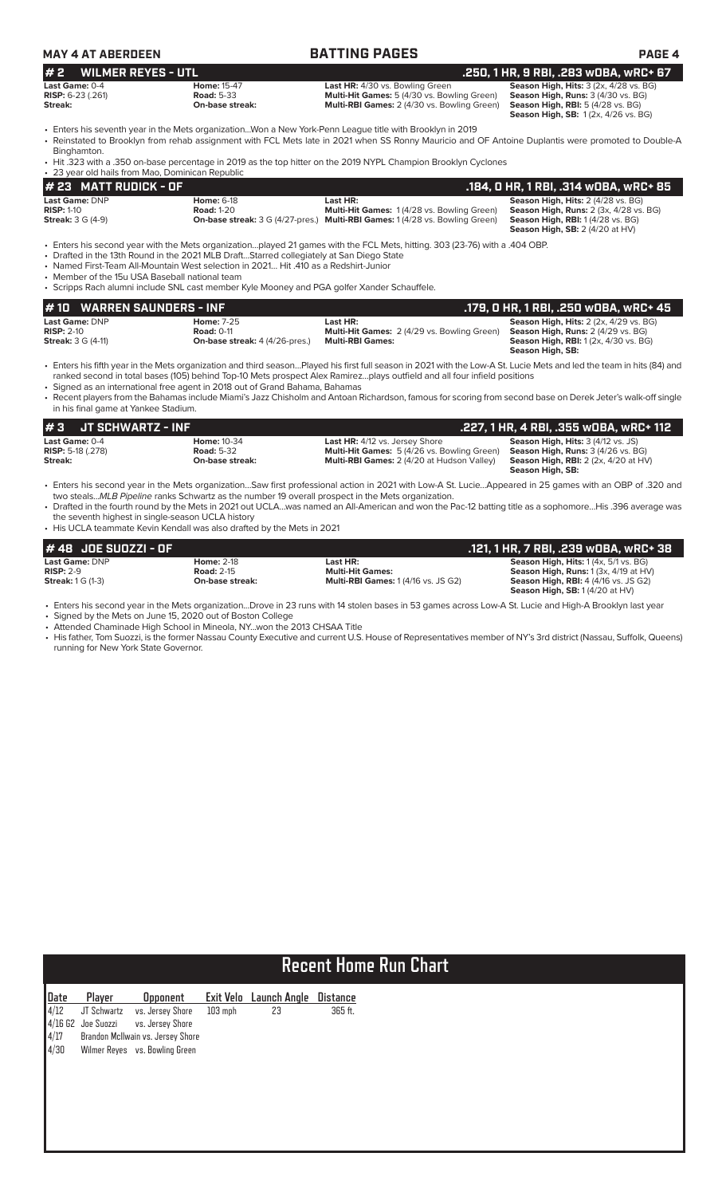**MAY 4 AT ABERDEEN** — **BATTING PAGES**

## # 2 WILMER REYES - UTL — .250, 1 HR, 9 RBI, .283 wOBA, wRC+ 67

| | | | |
|---|---|---|---|
| **Last Game:** 0-4 | **Home:** 15-47 | **Last HR:** 4/30 vs. Bowling Green | **Season High, Hits:** 3 (2x, 4/28 vs. BG) |
| **RISP:** 6-23 (.261) | **Road:** 5-33 | **Multi-Hit Games:** 5 (4/30 vs. Bowling Green) | **Season High, Runs:** 3 (4/30 vs. BG) |
| **Streak:** | **On-base streak:** | **Multi-RBI Games:** 2 (4/30 vs. Bowling Green) | **Season High, RBI:** 5 (4/28 vs. BG) |
| | | | **Season High, SB:** 1 (2x, 4/26 vs. BG) |

- Enters his seventh year in the Mets organization...Won a New York-Penn League title with Brooklyn in 2019
- Reinstated to Brooklyn from rehab assignment with FCL Mets late in 2021 when SS Ronny Mauricio and OF Antoine Duplantis were promoted to Double-A Binghamton.
- Hit .323 with a .350 on-base percentage in 2019 as the top hitter on the 2019 NYPL Champion Brooklyn Cyclones
- 23 year old hails from Mao, Dominican Republic

## # 23 MATT RUDICK - OF — .184, 0 HR, 1 RBI, .314 wOBA, wRC+ 85

| | | | |
|---|---|---|---|
| **Last Game:** DNP | **Home:** 6-18 | **Last HR:** | **Season High, Hits:** 2 (4/28 vs. BG) |
| **RISP:** 1-10 | **Road:** 1-20 | **Multi-Hit Games:** 1 (4/28 vs. Bowling Green) | **Season High, Runs:** 2 (3x, 4/28 vs. BG) |
| **Streak:** 3 G (4-9) | **On-base streak:** 3 G (4/27-pres.) | **Multi-RBI Games:** 1 (4/28 vs. Bowling Green) | **Season High, RBI:** 1 (4/28 vs. BG) |
| | | | **Season High, SB:** 2 (4/20 at HV) |

- Enters his second year with the Mets organization...played 21 games with the FCL Mets, hitting. 303 (23-76) with a .404 OBP.
- Drafted in the 13th Round in the 2021 MLB Draft...Starred collegiately at San Diego State
- Named First-Team All-Mountain West selection in 2021... Hit .410 as a Redshirt-Junior
- Member of the 15u USA Baseball national team
- Scripps Rach alumni include SNL cast member Kyle Mooney and PGA golfer Xander Schauffele.

## # 10 WARREN SAUNDERS - INF — .179, 0 HR, 1 RBI, .250 wOBA, wRC+ 45

| | | | |
|---|---|---|---|
| **Last Game:** DNP | **Home:** 7-25 | **Last HR:** | **Season High, Hits:** 2 (2x, 4/29 vs. BG) |
| **RISP:** 2-10 | **Road:** 0-11 | **Multi-Hit Games:** 2 (4/29 vs. Bowling Green) | **Season High, Runs:** 2 (4/29 vs. BG) |
| **Streak:** 3 G (4-11) | **On-base streak:** 4 (4/26-pres.) | **Multi-RBI Games:** | **Season High, RBI:** 1 (2x, 4/30 vs. BG) |
| | | | **Season High, SB:** |

- Enters his fifth year in the Mets organization and third season...Played his first full season in 2021 with the Low-A St. Lucie Mets and led the team in hits (84) and ranked second in total bases (105) behind Top-10 Mets prospect Alex Ramirez...plays outfield and all four infield positions
- Signed as an international free agent in 2018 out of Grand Bahama, Bahamas
- Recent players from the Bahamas include Miami's Jazz Chisholm and Antoan Richardson, famous for scoring from second base on Derek Jeter's walk-off single in his final game at Yankee Stadium.

## # 3 JT SCHWARTZ - INF — .227, 1 HR, 4 RBI, .355 wOBA, wRC+ 112

| | | | |
|---|---|---|---|
| **Last Game:** 0-4 | **Home:** 10-34 | **Last HR:** 4/12 vs. Jersey Shore | **Season High, Hits:** 3 (4/12 vs. JS) |
| **RISP:** 5-18 (.278) | **Road:** 5-32 | **Multi-Hit Games:** 5 (4/26 vs. Bowling Green) | **Season High, Runs:** 3 (4/26 vs. BG) |
| **Streak:** | **On-base streak:** | **Multi-RBI Games:** 2 (4/20 at Hudson Valley) | **Season High, RBI:** 2 (2x, 4/20 at HV) |
| | | | **Season High, SB:** |

- Enters his second year in the Mets organization...Saw first professional action in 2021 with Low-A St. Lucie...Appeared in 25 games with an OBP of .320 and two steals...*MLB Pipeline* ranks Schwartz as the number 19 overall prospect in the Mets organization.
- Drafted in the fourth round by the Mets in 2021 out UCLA...was named an All-American and won the Pac-12 batting title as a sophomore...His .396 average was the seventh highest in single-season UCLA history
- His UCLA teammate Kevin Kendall was also drafted by the Mets in 2021

## # 48 JOE SUOZZI - OF — .121, 1 HR, 7 RBI, .239 wOBA, wRC+ 38

| | | | |
|---|---|---|---|
| **Last Game:** DNP | **Home:** 2-18 | **Last HR:** | **Season High, Hits:** 1 (4x, 5/1 vs. BG) |
| **RISP:** 2-9 | **Road:** 2-15 | **Multi-Hit Games:** | **Season High, Runs:** 1 (3x, 4/19 at HV) |
| **Streak:** 1 G (1-3) | **On-base streak:** | **Multi-RBI Games:** 1 (4/16 vs. JS G2) | **Season High, RBI:** 4 (4/16 vs. JS G2) |
| | | | **Season High, SB:** 1 (4/20 at HV) |

- Enters his second year in the Mets organization...Drove in 23 runs with 14 stolen bases in 53 games across Low-A St. Lucie and High-A Brooklyn last year
- Signed by the Mets on June 15, 2020 out of Boston College
- Attended Chaminade High School in Mineola, NY...won the 2013 CHSAA Title
- His father, Tom Suozzi, is the former Nassau County Executive and current U.S. House of Representatives member of NY's 3rd district (Nassau, Suffolk, Queens) running for New York State Governor.

# Recent Home Run Chart

| Date | Player | Opponent | Exit Velo | Launch Angle | Distance |
|---|---|---|---|---|---|
| 4/12 | JT Schwartz | vs. Jersey Shore | 103 mph | 23 | 365 ft. |
| 4/16 G2 | Joe Suozzi | vs. Jersey Shore | | | |
| 4/17 | Brandon McIlwain | vs. Jersey Shore | | | |
| 4/30 | Wilmer Reyes | vs. Bowling Green | | | |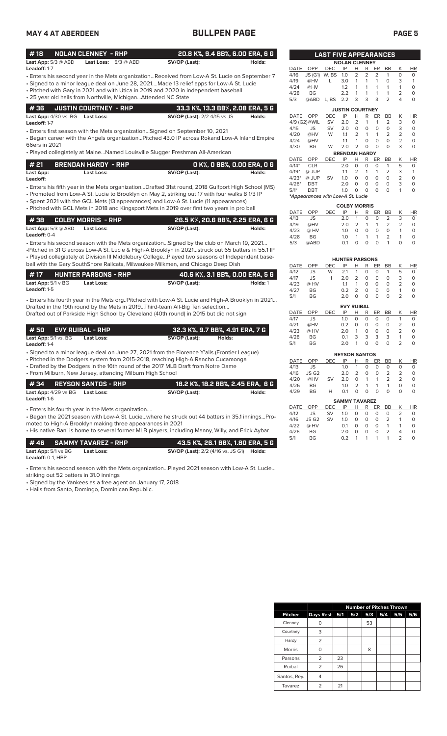# BULLPEN PAGE

**MAY 4 AT ABERDEEN**

## #18 NOLAN CLENNEY - RHP — 20.8 K%, 9.4 BB%, 6.00 ERA, 6 G

**Last App:** 5/3 @ ABD **Last Loss:** 5/3 @ ABD **SV/OP (Last):** **Holds:**
**Leadoff:** 1-7

- Enters his second year in the Mets organization...Received from Low-A St. Lucie on September 7
- Signed to a minor league deal on June 28, 2021....Made 13 relief apps for Low-A St. Lucie
- Pitched with Gary in 2021 and with Utica in 2019 and 2020 in independent baseball
- 25 year old hails from Northville, Michigan...Attended NC State

## #36 JUSTIN COURTNEY - RHP — 33.3 K%, 13.3 BB%, 2.08 ERA, 5 G

**Last App:** 4/30 vs. BG **Last Loss:** **SV/OP (Last):** 2/2 4/15 vs JS **Holds:**
**Leadoff:** 1-7

- Enters first season with the Mets organization...Signed on September 10, 2021
- Began career with the Angels organization...Pitched 43.0 IP across Rokand Low-A Inland Empire 66ers in 2021
- Played collegiately at Maine...Named Louisville Slugger Freshman All-American

## #21 BRENDAN HARDY - RHP — 0 K%, 0 BB%, 0.00 ERA, 0 G

**Last App:** **Last Loss:** **SV/OP (Last):** **Holds:**
**Leadoff:**

- Enters his fifth year in the Mets organization...Drafted 31st round, 2018 Gulfport High School (MS)
- Promoted from Low-A St. Lucie to Brooklyn on May 2, 2019, striking out 17 with four walks 8 1/3 IP
- Spent 2021 with the GCL Mets (13 appearances) and Low-A St. Lucie (11 appearances)
- Pitched with GCL Mets in 2018 and Kingsport Mets in 2019 over first two years in pro ball

## #38 COLBY MORRIS - RHP — 26.5 K%, 20.6 BB%, 2.25 ERA, 6 G

**Last App:** 5/3 @ ABD **Last Loss:** **SV/OP (Last):** **Holds:**
**Leadoff:** 0-4

- Enters his second season with the Mets organization...Signed by the club on March 19, 2021...
- Pitched in 31 G across Low-A St. Lucie & High-A Brooklyn in 2021...struck out 65 batters in 55.1 IP
- Played collegiately at Division III Middlebury College...Played two seasons of Independent baseball with the Gary SouthShore Railcats, Milwaukee Milkmen, and Chicago Deep Dish

## #17 HUNTER PARSONS - RHP — 40.6 K%, 3.1 BB%, 0.00 ERA, 5 G

**Last App:** 5/1 v BG **Last Loss:** **SV/OP (Last):** **Holds:** 1
**Leadoff:** 1-5

- Enters his fourth year in the Mets org..Pitched with Low-A St. Lucie and High-A Brooklyn in 2021... Drafted in the 19th round by the Mets in 2019...Third-team All-Big Ten selection... Drafted out of Parkside High School by Cleveland (40th round) in 2015 but did not sign

## #50 EVY RUIBAL - RHP — 32.3 K%, 9.7 BB%, 4.91 ERA, 7 G

**Last App:** 5/1 vs. BG **Last Loss:** **SV/OP (Last):** **Holds:**
**Leadoff:** 1-4

- Signed to a minor league deal on June 27, 2021 from the Florence Y'alls (Frontier League)
- Pitched in the Dodgers system from 2015-2018, reaching High-A Rancho Cucamonga
- Drafted by the Dodgers in the 16th round of the 2017 MLB Draft from Notre Dame
- From Milburn, New Jersey, attending Milburn High School

## #34 REYSON SANTOS - RHP — 18.2 K%, 18.2 BB%, 2.45 ERA, 6 G

**Last App:** 4/29 vs BG **Last Loss:** **SV/OP (Last):** **Holds:**
**Leadoff:** 1-6

- Enters his fourth year in the Mets organization....
- Began the 2021 season with Low-A St. Lucie...where he struck out 44 batters in 35.1 innings...Promoted to High-A Brooklyn making three appearances in 2021
- His native Bani is home to several former MLB players, including Manny, Willy, and Erick Aybar.

## #46 SAMMY TAVAREZ - RHP — 43.5 K%, 26.1 BB%, 1.80 ERA, 5 G

**Last App:** 5/1 vs BG **Last Loss:** **SV/OP (Last):** 2/2 (4/16 vs. JS G1) **Holds:**
**Leadoff:** 0-1, HBP

- Enters his second season with the Mets organization...Played 2021 season with Low-A St. Lucie... striking out 52 batters in 31.0 innings
- Signed by the Yankees as a free agent on January 17, 2018
- Hails from Santo, Domingo, Dominican Republic.

## LAST FIVE APPEARANCES

### NOLAN CLENNEY

| DATE | OPP | DEC | IP | H | R | ER | BB | K | HR |
|---|---|---|---|---|---|---|---|---|---|
| 4/16 | JS (G1) | W, BS | 1.0 | 2 | 2 | 2 | 1 | 0 | 0 |
| 4/19 | @HV | L | 3.0 | 1 | 1 | 1 | 0 | 3 | 1 |
| 4/24 | @HV | | 1.2 | 1 | 1 | 1 | 1 | 1 | 0 |
| 4/28 | BG | | 2.2 | 1 | 1 | 1 | 1 | 2 | 0 |
| 5/3 | @ABD | L, BS | 2.2 | 3 | 3 | 3 | 2 | 4 | 0 |

### JUSTIN COURTNEY

| DATE | OPP | DEC | IP | H | R | ER | BB | K | HR |
|---|---|---|---|---|---|---|---|---|---|
| 4/9 (G2) | @WIL | SV | 2.0 | 2 | 1 | 1 | 2 | 3 | 0 |
| 4/15 | JS | SV | 2.0 | 0 | 0 | 0 | 0 | 3 | 0 |
| 4/20 | @HV | W | 1.1 | 2 | 1 | 1 | 2 | 2 | 0 |
| 4/24 | @HV | | 1.1 | 1 | 0 | 0 | 0 | 2 | 0 |
| 4/30 | BG | W | 2.0 | 2 | 0 | 0 | 0 | 3 | 0 |

### BRENDAN HARDY

| DATE | OPP | DEC | IP | H | R | ER | BB | K | HR |
|---|---|---|---|---|---|---|---|---|---|
| 4/14* | CLR | | 2.0 | 0 | 0 | 0 | 1 | 5 | 0 |
| 4/19* | @ JUP | | 1.1 | 2 | 1 | 1 | 2 | 3 | 1 |
| 4/23* | @ JUP | SV | 1.0 | 0 | 0 | 0 | 0 | 2 | 0 |
| 4/28* | DBT | | 2.0 | 0 | 0 | 0 | 0 | 3 | 0 |
| 5/1* | DBT | | 1.0 | 0 | 0 | 0 | 0 | 1 | 0 |

*Appearances with Low-A St. Lucie

### COLBY MORRIS

| DATE | OPP | DEC | IP | H | R | ER | BB | K | HR |
|---|---|---|---|---|---|---|---|---|---|
| 4/13 | JS | | 2.0 | 1 | 0 | 0 | 2 | 3 | 0 |
| 4/19 | @HV | | 2.0 | 2 | 1 | 1 | 2 | 2 | 0 |
| 4/23 | @ HV | | 1.0 | 0 | 0 | 0 | 0 | 1 | 0 |
| 4/28 | BG | | 1.0 | 1 | 1 | 1 | 2 | 1 | 0 |
| 5/3 | @ABD | | 0.1 | 0 | 0 | 0 | 1 | 0 | 0 |

### HUNTER PARSONS

| DATE | OPP | DEC | IP | H | R | ER | BB | K | HR |
|---|---|---|---|---|---|---|---|---|---|
| 4/12 | JS | W | 2.1 | 1 | 0 | 0 | 1 | 5 | 0 |
| 4/17 | JS | H | 2.0 | 2 | 0 | 0 | 0 | 3 | 0 |
| 4/23 | @ HV | | 1.1 | 1 | 0 | 0 | 0 | 2 | 0 |
| 4/27 | BG | | 0.2 | 2 | 0 | 0 | 0 | 1 | 0 |
| 5/1 | BG | | 2.0 | 0 | 0 | 0 | 0 | 2 | 0 |

### EVY RUIBAL

| DATE | OPP | DEC | IP | H | R | ER | BB | K | HR |
|---|---|---|---|---|---|---|---|---|---|
| 4/17 | JS | | 1.0 | 0 | 0 | 0 | 0 | 1 | 0 |
| 4/21 | @HV | | 0.2 | 0 | 0 | 0 | 0 | 2 | 0 |
| 4/23 | @ HV | | 2.0 | 1 | 0 | 0 | 0 | 2 | 0 |
| 4/28 | BG | | 0.1 | 3 | 3 | 3 | 3 | 1 | 0 |
| 5/1 | BG | | 2.0 | 1 | 0 | 0 | 0 | 2 | 0 |

### REYSON SANTOS

| DATE | OPP | DEC | IP | H | R | ER | BB | K | HR |
|---|---|---|---|---|---|---|---|---|---|
| 4/13 | JS | | 1.0 | 1 | 0 | 0 | 0 | 0 | 0 |
| 4/16 | JS G2 | | 2.0 | 2 | 0 | 0 | 2 | 2 | 0 |
| 4/20 | @HV | SV | 2.0 | 0 | 1 | 1 | 2 | 2 | 0 |
| 4/26 | BG | | 1.0 | 2 | 1 | 1 | 1 | 0 | 0 |
| 4/29 | BG | H | 0.1 | 0 | 0 | 0 | 0 | 0 | 0 |

### SAMMY TAVAREZ

| DATE | OPP | DEC | IP | H | R | ER | BB | K | HR |
|---|---|---|---|---|---|---|---|---|---|
| 4/12 | JS | SV | 1.0 | 0 | 0 | 0 | 0 | 2 | 0 |
| 4/16 | JS G2 | SV | 1.0 | 0 | 0 | 0 | 2 | 1 | 0 |
| 4/22 | @ HV | | 0.1 | 0 | 0 | 0 | 1 | 1 | 0 |
| 4/26 | BG | | 2.0 | 0 | 0 | 0 | 2 | 4 | 0 |
| 5/1 | BG | | 0.2 | 1 | 1 | 1 | 1 | 2 | 0 |

## Number of Pitches Thrown

| Pitcher | Days Rest | 5/1 | 5/2 | 5/3 | 5/4 | 5/5 | 5/6 |
|---|---|---|---|---|---|---|---|
| Clenney | 0 | | | 53 | | | |
| Courtney | 3 | | | | | | |
| Hardy | 2 | | | | | | |
| Morris | 0 | | | 8 | | | |
| Parsons | 2 | 23 | | | | | |
| Ruibal | 2 | 26 | | | | | |
| Santos, Rey. | 4 | | | | | | |
| Tavarez | 2 | 21 | | | | | |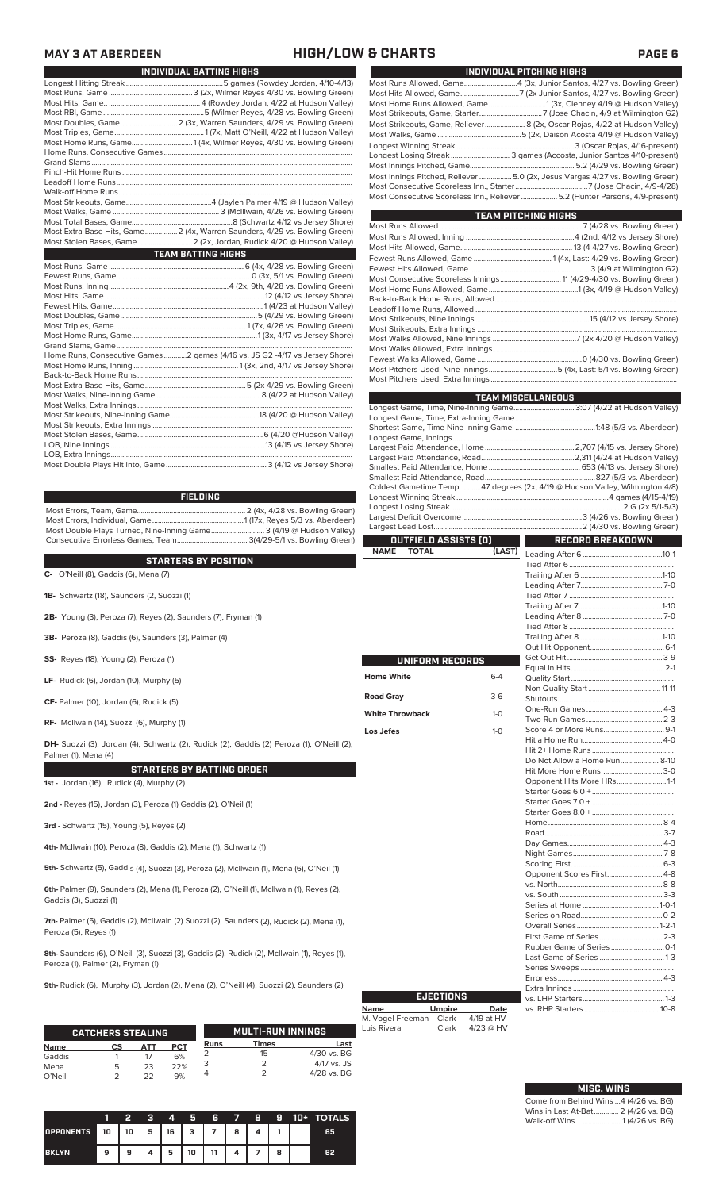## MAY 3 AT ABERDEEN — HIGH/LOW & CHARTS

### INDIVIDUAL BATTING HIGHS

| | |
|---|---|
| Longest Hitting Streak | 5 games (Rowdey Jordan, 4/10-4/13) |
| Most Runs, Game | 3 (2x, Wilmer Reyes 4/30 vs. Bowling Green) |
| Most Hits, Game | 4 (Rowdey Jordan, 4/22 at Hudson Valley) |
| Most RBI, Game | 5 (Wilmer Reyes, 4/28 vs. Bowling Green) |
| Most Doubles, Game | 2 (3x, Warren Saunders, 4/29 vs. Bowling Green) |
| Most Triples, Game | 1 (7x, Matt O'Neill, 4/22 at Hudson Valley) |
| Most Home Runs, Game | 1 (4x, Wilmer Reyes, 4/30 vs. Bowling Green) |
| Home Runs, Consecutive Games | |
| Grand Slams | |
| Pinch-Hit Home Runs | |
| Leadoff Home Runs | |
| Walk-off Home Runs | |
| Most Strikeouts, Game | 4 (Jaylen Palmer 4/19 @ Hudson Valley) |
| Most Walks, Game | 3 (McIlwain, 4/26 vs. Bowling Green) |
| Most Total Bases, Game | 8 (Schwartz 4/12 vs. Jersey Shore) |
| Most Extra-Base Hits, Game | 2 (4x, Warren Saunders, 4/29 vs. Bowling Green) |
| Most Stolen Bases, Game | 2 (2x, Jordan, Rudick 4/20 @ Hudson Valley) |

### TEAM BATTING HIGHS

| | |
|---|---|
| Most Runs, Game | 6 (4x, 4/28 vs. Bowling Green) |
| Fewest Runs, Game | 0 (3x, 5/1 vs. Bowling Green) |
| Most Runs, Inning | 4 (2x, 9th, 4/28 vs. Bowling Green) |
| Most Hits, Game | 12 (4/12 vs Jersey Shore) |
| Fewest Hits, Game | 1 (4/23 at Hudson Valley) |
| Most Doubles, Game | 5 (4/29 vs. Bowling Green) |
| Most Triples, Game | 1 (7x, 4/26 vs. Bowling Green) |
| Most Home Runs, Game | 1 (3x, 4/17 vs. Jersey Shore) |
| Grand Slams, Game | |
| Home Runs, Consecutive Games | 2 games (4/16 vs. JS G2 -4/17 vs Jersey Shore) |
| Most Home Runs, Inning | 1 (3x, 2nd, 4/17 vs Jersey Shore) |
| Back-to-Back Home Runs | |
| Most Extra-Base Hits, Game | 5 (2x 4/29 vs. Bowling Green) |
| Most Walks, Nine-Inning Game | 8 (4/22 at Hudson Valley) |
| Most Walks, Extra Innings | |
| Most Strikeouts, Nine-Inning Game | 18 (4/20 @ Hudson Valley) |
| Most Strikeouts, Extra Innings | |
| Most Stolen Bases, Game | 6 (4/20 @Hudson Valley) |
| LOB, Nine Innings | 13 (4/15 vs Jersey Shore) |
| LOB, Extra Innings | |
| Most Double Plays Hit into, Game | 3 (4/12 vs Jersey Shore) |

### FIELDING

| | |
|---|---|
| Most Errors, Team, Game | 2 (4x, 4/28 vs. Bowling Green) |
| Most Errors, Individual, Game | 1 (17x, Reyes 5/3 vs. Aberdeen) |
| Most Double Plays Turned, Nine-Inning Game | 3 (4/19 @ Hudson Valley) |
| Consecutive Errorless Games, Team | 3(4/29-5/1 vs. Bowling Green) |

### STARTERS BY POSITION

**C-** O'Neill (8), Gaddis (6), Mena (7)

**1B-** Schwartz (18), Saunders (2), Suozzi (1)

**2B-** Young (3), Peroza (7), Reyes (2), Saunders (7), Fryman (1)

**3B-** Peroza (8), Gaddis (6), Saunders (3), Palmer (4)

**SS-** Reyes (18), Young (2), Peroza (1)

**LF-** Rudick (6), Jordan (10), Murphy (5)

**CF-** Palmer (10), Jordan (6), Rudick (5)

**RF-** McIlwain (14), Suozzi (6), Murphy (1)

**DH-** Suozzi (3), Jordan (4), Schwartz (2), Rudick (2), Gaddis (2) Peroza (1), O'Neill (2), Palmer (1), Mena (4)

### STARTERS BY BATTING ORDER

**1st -** Jordan (16), Rudick (4), Murphy (2)

**2nd -** Reyes (15), Jordan (3), Peroza (1) Gaddis (2). O'Neil (1)

**3rd -** Schwartz (15), Young (5), Reyes (2)

**4th-** McIlwain (10), Peroza (8), Gaddis (2), Mena (1), Schwartz (1)

**5th-** Schwartz (5), Gaddis (4), Suozzi (3), Peroza (2), McIlwain (1), Mena (6), O'Neil (1)

**6th-** Palmer (9), Saunders (2), Mena (1), Peroza (1), O'Neill (1), McIlwain (1), Reyes (2), Gaddis (3), Suozzi (1)

**7th-** Palmer (5), Gaddis (7), McIlwain (2) Suozzi (2), Saunders (2), Rudick (2), Mena (1), Peroza (5), Reyes (1)

**8th-** Saunders (6), O'Neill (3), Suozzi (3), Gaddis (2), Rudick (2), McIlwain (1), Reyes (1), Peroza (1), Palmer (2), Fryman (1)

**9th-** Rudick (6), Murphy (3), Jordan (2), Mena (2), O'Neill (4), Suozzi (2), Saunders (2)

### CATCHERS STEALING

| Name | CS | ATT | PCT |
|---|---|---|---|
| Gaddis | 1 | 17 | 6% |
| Mena | 5 | 23 | 22% |
| O'Neill | 2 | 22 | 9% |

### MULTI-RUN INNINGS

| Runs | Times | Last |
|---|---|---|
| 2 | 15 | 4/30 vs. BG |
| 3 | 2 | 4/17 vs. JS |
| 4 | 2 | 4/28 vs. BG |

| | 1 | 2 | 3 | 4 | 5 | 6 | 7 | 8 | 9 | 10+ | TOTALS |
|---|---|---|---|---|---|---|---|---|---|---|---|
| OPPONENTS | 10 | 10 | 5 | 16 | 3 | 7 | 8 | 4 | 1 | | 65 |
| BKLYN | 9 | 9 | 4 | 5 | 10 | 11 | 4 | 7 | 8 | | 62 |

### INDIVIDUAL PITCHING HIGHS

| | |
|---|---|
| Most Runs Allowed, Game | 4 (3x, Junior Santos, 4/27 vs. Bowling Green) |
| Most Hits Allowed, Game | 7 (3x Junior Santos, 4/27 vs. Bowling Green) |
| Most Home Runs Allowed, Game | 1 (3x, Clenney 4/19 @ Hudson Valley) |
| Most Strikeouts, Game, Starter | 7 (Jose Chacin, 4/9 at Wilmington G2) |
| Most Strikeouts, Game, Reliever | 8 (2x, Oscar Rojas, 4/22 at Hudson Valley) |
| Most Walks, Game | 5 (2x, Daison Acosta 4/19 @ Hudson Valley) |
| Longest Winning Streak | 3 (Oscar Rojas, 4/16-present) |
| Longest Losing Streak | 3 games (Accosta, Junior Santos 4/10-present) |
| Most Innings Pitched, Game | 5.2 (4/29 vs. Bowling Green) |
| Most Innings Pitched, Reliever | 5.0 (2x, Jesus Vargas 4/27 vs. Bowling Green) |
| Most Consecutive Scoreless Inn., Starter | 7 (Jose Chacin, 4/9-4/28) |
| Most Consecutive Scoreless Inn., Reliever | 5.2 (Hunter Parsons, 4/9-present) |

### TEAM PITCHING HIGHS

| | |
|---|---|
| Most Runs Allowed | 7 (4/28 vs. Bowling Green) |
| Most Runs Allowed, Inning | 4 (2nd, 4/12 vs. Jersey Shore) |
| Most Hits Allowed, Game | 13 (4 4/27 vs. Bowling Green) |
| Fewest Runs Allowed, Game | 1 (4x, Last: 4/29 vs. Bowling Green) |
| Fewest Hits Allowed, Game | 3 (4/9 at Wilmington G2) |
| Most Consecutive Scoreless Innings | 11 (4/29-4/30 vs. Bowling Green) |
| Most Home Runs Allowed, Game | 1 (3x, 4/19 @ Hudson Valley) |
| Back-to-Back Home Runs, Allowed | |
| Leadoff Home Runs, Allowed | |
| Most Strikeouts, Nine Innings | 15 (4/12 vs Jersey Shore) |
| Most Strikeouts, Extra Innings | |
| Most Walks Allowed, Nine Innings | 7 (2x 4/20 @ Hudson Valley) |
| Most Walks Allowed, Extra Innings | |
| Fewest Walks Allowed, Game | 0 (4/30 vs. Bowling Green) |
| Most Pitchers Used, Nine Innings | 5 (4x, Last: 5/1 vs. Bowling Green) |
| Most Pitchers Used, Extra Innings | |

### TEAM MISCELLANEOUS

| | |
|---|---|
| Longest Game, Time, Nine-Inning Game | 3:07 (4/22 at Hudson Valley) |
| Longest Game, Time, Extra-Inning Game | |
| Shortest Game, Time Nine-Inning Game. | 1:48 (5/3 vs. Aberdeen) |
| Longest Game, Innings | |
| Largest Paid Attendance, Home | 2,707 (4/15 vs. Jersey Shore) |
| Largest Paid Attendance, Road | 2,311 (4/24 at Hudson Valley) |
| Smallest Paid Attendance, Home | 653 (4/13 vs. Jersey Shore) |
| Smallest Paid Attendance, Road | 827 (5/3 vs. Aberdeen) |
| Coldest Gametime Temp. | 47 degrees (2x, 4/19 @ Hudson Valley, Wilmington 4/8) |
| Longest Winning Streak | 4 games (4/15-4/19) |
| Longest Losing Streak | 2 G (2x 5/1-5/3) |
| Largest Deficit Overcome | 3 (4/26 vs. Bowling Green) |
| Largest Lead Lost | 2 (4/30 vs. Bowling Green) |

### OUTFIELD ASSISTS (0)

| NAME | TOTAL | (LAST) |
|---|---|---|

### UNIFORM RECORDS

| | |
|---|---|
| Home White | 6-4 |
| Road Gray | 3-6 |
| White Throwback | 1-0 |
| Los Jefes | 1-0 |

### EJECTIONS

| Name | Umpire | Date |
|---|---|---|
| M. Vogel-Freeman | Clark | 4/19 at HV |
| Luis Rivera | Clark | 4/23 @ HV |

### RECORD BREAKDOWN

| | |
|---|---|
| Leading After 6 | 10-1 |
| Tied After 6 | |
| Trailing After 6 | 1-10 |
| Leading After 7 | 7-0 |
| Tied After 7 | |
| Trailing After 7 | 1-10 |
| Leading After 8 | 7-0 |
| Tied After 8 | |
| Trailing After 8 | 1-10 |
| Out Hit Opponent | 6-1 |
| Get Out Hit | 3-9 |
| Equal in Hits | 2-1 |
| Quality Start | |
| Non Quality Start | 11-11 |
| Shutouts | |
| One-Run Games | 4-3 |
| Two-Run Games | 2-3 |
| Score 4 or More Runs | 9-1 |
| Hit a Home Run | 4-0 |
| Hit 2+ Home Runs | |
| Do Not Allow a Home Run | 8-10 |
| Hit More Home Runs | 3-0 |
| Opponent Hits More HRs | 1-1 |
| Starter Goes 6.0 + | |
| Starter Goes 7.0 + | |
| Starter Goes 8.0 + | |
| Home | 8-4 |
| Road | 3-7 |
| Day Games | 4-3 |
| Night Games | 7-8 |
| Scoring First | 6-3 |
| Opponent Scores First | 4-8 |
| vs. North | 8-8 |
| vs. South | 3-3 |
| Series at Home | 1-0-1 |
| Series on Road | 0-2 |
| Overall Series | 1-2-1 |
| First Game of Series | 2-3 |
| Rubber Game of Series | 0-1 |
| Last Game of Series | 1-3 |
| Series Sweeps | |
| Errorless | 4-3 |
| Extra Innings | |
| vs. LHP Starters | 1-3 |
| vs. RHP Starters | 10-8 |

### MISC. WINS

| | |
|---|---|
| Come from Behind Wins | 4 (4/26 vs. BG) |
| Wins in Last At-Bat | 2 (4/26 vs. BG) |
| Walk-off Wins | 1 (4/26 vs. BG) |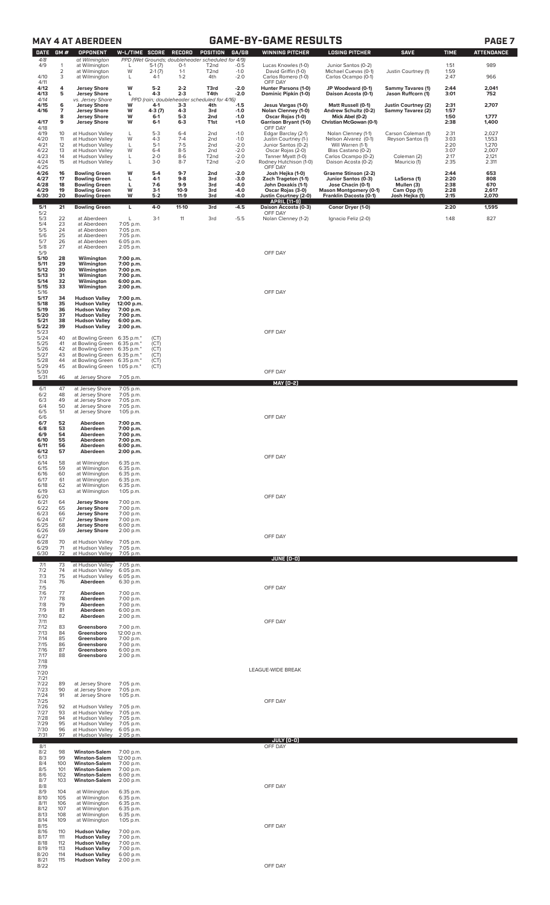## MAY 4 AT ABERDEEN — GAME-BY-GAME RESULTS

| DATE | GM # | OPPONENT | W-L/TIME | SCORE | RECORD | POSITION | GA/GB | WINNING PITCHER | LOSING PITCHER | SAVE | TIME | ATTENDANCE |
|---|---|---|---|---|---|---|---|---|---|---|---|---|
| 4/8 | | at Wilmington | PPD (Wet Grounds; doubleheader scheduled for 4/9) | | | | | | | | | |
| 4/9 | 1 | at Wilmington | L | 5-1 (7) | 0-1 | T2nd | -0.5 | Lucas Knowles (1-0) | Junior Santos (0-2) | | 1:51 | 989 |
| | 2 | at Wilmington | W | 2-1 (7) | 1-1 | T2nd | -1.0 | David Griffin (1-0) | Michael Cuevas (0-1) | Justin Courtney (1) | 1:59 | |
| 4/10 | 3 | at Wilmington | L | 4-1 | 1-2 | 4th | -2.0 | Carlos Romero (1-0) | Carlos Ocampo (0-1) | | 2:47 | 966 |
| 4/11 | | | | | | | | OFF DAY | | | | |
| **4/12** | **4** | **Jersey Shore** | **W** | **5-2** | **2-2** | **T3rd** | **-2.0** | **Hunter Parsons (1-0)** | **JP Woodward (0-1)** | **Sammy Tavares (1)** | **2:44** | **2,041** |
| **4/13** | **5** | **Jersey Shore** | **L** | **4-3** | **2-3** | **T4th** | **-2.0** | **Dominic Pipkin (1-0)** | **Daison Acosta (0-1)** | **Jason Ruffcorn (1)** | **3:01** | **752** |
| 4/14 | | vs. Jersey Shore | PPD (rain; doubleheader scheduled for 4/16) | | | | | | | | | |
| **4/15** | **6** | **Jersey Shore** | **W** | **4-1** | **3-3** | **4th** | **-1.5** | **Jesus Vargas (1-0)** | **Matt Russell (0-1)** | **Justin Courtney (2)** | **2:31** | **2,707** |
| **4/16** | **7** | **Jersey Shore** | **W** | **4-3 (7)** | **4-3** | **3rd** | **-1.0** | **Nolan Clenney (1-0)** | **Andrew Schultz (0-2)** | **Sammy Tavarez (2)** | **1:57** | |
| | **8** | **Jersey Shore** | **W** | **6-1** | **5-3** | **2nd** | **-1.0** | **Oscar Rojas (1-0)** | **Mick Abel (0-2)** | | **1:50** | **1,777** |
| **4/17** | **9** | **Jersey Shore** | **W** | **6-1** | **6-3** | **T1st** | **+1.0** | **Garrison Bryant (1-0)** | **Christian McGowan (0-1)** | | **2:38** | **1,400** |
| 4/18 | | | | | | | | OFF DAY | | | | |
| 4/19 | 10 | at Hudson Valley | L | 5-3 | 6-4 | 2nd | -1.0 | Edgar Barclay (2-1) | Nolan Clenney (1-1) | Carson Coleman (1) | 2:31 | 2,027 |
| 4/20 | 11 | at Hudson Valley | W | 4-3 | 7-4 | 2nd | -1.0 | Justin Courtney (1-) | Nelson Alvarez (0-1) | Reyson Santos (1) | 3:03 | 1,553 |
| 4/21 | 12 | at Hudson Valley | L | 5-1 | 7-5 | 2nd | -2.0 | Junior Santos (0-2) | Will Warren (1-1) | | 2:20 | 1,270 |
| 4/22 | 13 | at Hudson Valley | W | 6-4 | 8-5 | 2nd | -2.0 | Oscar Rojas (2-0) | Blas Castano (0-2) | | 3:07 | 2,007 |
| 4/23 | 14 | at Hudson Valley | L | 2-0 | 8-6 | T2nd | -2.0 | Tanner Myatt (1-0) | Carlos Ocampo (0-2) | Coleman (2) | 2:17 | 2,121 |
| 4/24 | 15 | at Hudson Valley | L | 3-0 | 8-7 | T2nd | -2.0 | Rodney Hutchison (1-0) | Daison Acosta (0-2) | Mauricio (1) | 2:35 | 2,311 |
| 4/25 | | | | | | | | OFF DAY | | | | |
| **4/26** | **16** | **Bowling Green** | **W** | **5-4** | **9-7** | **2nd** | **-2.0** | **Josh Hejka (1-0)** | **Graeme Stinson (2-2)** | | **2:44** | **653** |
| **4/27** | **17** | **Bowling Green** | **L** | **4-1** | **9-8** | **3rd** | **-3.0** | **Zach Trageton (1-1)** | **Junior Santos (0-3)** | **LaSorsa (1)** | **2:20** | **808** |
| **4/28** | **18** | **Bowling Green** | **L** | **7-6** | **9-9** | **3rd** | **-4.0** | **John Doxakis (1-1)** | **Jose Chacin (0-1)** | **Mullen (3)** | **2:38** | **670** |
| **4/29** | **19** | **Bowling Green** | **W** | **3-1** | **10-9** | **3rd** | **-4.0** | **Oscar Rojas (3-0)** | **Mason Montgomery (0-1)** | **Cam Opp (1)** | **2:28** | **2,617** |
| **4/30** | **20** | **Bowling Green** | **W** | **5-2** | **11-9** | **3rd** | **-4.0** | **Justin Courtney (2-0)** | **Franklin Dacosta (0-1)** | **Josh Hejka (1)** | **2:15** | **2,070** |
| | | | | | | | | **APRIL [11-9]** | | | | |
| **5/1** | **21** | **Bowling Green** | **L** | **4-0** | **11-10** | **3rd** | **-4.5** | **Daison Accosta (0-3)** | **Conor Dryer (1-0)** | | **2:20** | **1,595** |
| 5/2 | | | | | | | | OFF DAY | | | | |
| 5/3 | 22 | at Aberdeen | L | 3-1 | 11 | 3rd | -5.5 | Nolan Clenney (1-2) | Ignacio Feliz (2-0) | | 1:48 | 827 |
| 5/4 | 23 | at Aberdeen | 7:05 p.m. | | | | | | | | | |
| 5/5 | 24 | at Aberdeen | 7:05 p.m. | | | | | | | | | |
| 5/6 | 25 | at Aberdeen | 7:05 p.m. | | | | | | | | | |
| 5/7 | 26 | at Aberdeen | 6:05 p.m. | | | | | | | | | |
| 5/8 | 27 | at Aberdeen | 2:05 p.m. | | | | | | | | | |
| 5/9 | | | | | | | | OFF DAY | | | | |
| **5/10** | **28** | **Wilmington** | **7:00 p.m.** | | | | | | | | | |
| **5/11** | **29** | **Wilmington** | **7:00 p.m.** | | | | | | | | | |
| **5/12** | **30** | **Wilmington** | **7:00 p.m.** | | | | | | | | | |
| **5/13** | **31** | **Wilmington** | **7:00 p.m.** | | | | | | | | | |
| **5/14** | **32** | **Wilmington** | **6:00 p.m.** | | | | | | | | | |
| **5/15** | **33** | **Wilmington** | **2:00 p.m.** | | | | | | | | | |
| 5/16 | | | | | | | | OFF DAY | | | | |
| **5/17** | **34** | **Hudson Valley** | **7:00 p.m.** | | | | | | | | | |
| **5/18** | **35** | **Hudson Valley** | **12:00 p.m.** | | | | | | | | | |
| **5/19** | **36** | **Hudson Valley** | **7:00 p.m.** | | | | | | | | | |
| **5/20** | **37** | **Hudson Valley** | **7:00 p.m.** | | | | | | | | | |
| **5/21** | **38** | **Hudson Valley** | **6:00 p.m.** | | | | | | | | | |
| **5/22** | **39** | **Hudson Valley** | **2:00 p.m.** | | | | | | | | | |
| 5/23 | | | | | | | | OFF DAY | | | | |
| 5/24 | 40 | at Bowling Green | 6:35 p.m.* | (CT) | | | | | | | | |
| 5/25 | 41 | at Bowling Green | 6:35 p.m.* | (CT) | | | | | | | | |
| 5/26 | 42 | at Bowling Green | 6:35 p.m.* | (CT) | | | | | | | | |
| 5/27 | 43 | at Bowling Green | 6:35 p.m.* | (CT) | | | | | | | | |
| 5/28 | 44 | at Bowling Green | 6:35 p.m.* | (CT) | | | | | | | | |
| 5/29 | 45 | at Bowling Green | 1:05 p.m.* | (CT) | | | | | | | | |
| 5/30 | | | | | | | | OFF DAY | | | | |
| 5/31 | 46 | at Jersey Shore | 7:05 p.m. | | | | | | | | | |
| | | | | | | | | **MAY [0-2]** | | | | |
| 6/1 | 47 | at Jersey Shore | 7:05 p.m. | | | | | | | | | |
| 6/2 | 48 | at Jersey Shore | 7:05 p.m. | | | | | | | | | |
| 6/3 | 49 | at Jersey Shore | 7:05 p.m. | | | | | | | | | |
| 6/4 | 50 | at Jersey Shore | 7:05 p.m. | | | | | | | | | |
| 6/5 | 51 | at Jersey Shore | 1:05 p.m. | | | | | | | | | |
| 6/6 | | | | | | | | OFF DAY | | | | |
| **6/7** | **52** | **Aberdeen** | **7:00 p.m.** | | | | | | | | | |
| **6/8** | **53** | **Aberdeen** | **7:00 p.m.** | | | | | | | | | |
| **6/9** | **54** | **Aberdeen** | **7:00 p.m.** | | | | | | | | | |
| **6/10** | **55** | **Aberdeen** | **7:00 p.m.** | | | | | | | | | |
| **6/11** | **56** | **Aberdeen** | **6:00 p.m.** | | | | | | | | | |
| **6/12** | **57** | **Aberdeen** | **2:00 p.m.** | | | | | | | | | |
| 6/13 | | | | | | | | OFF DAY | | | | |
| 6/14 | 58 | at Wilmington | 6:35 p.m. | | | | | | | | | |
| 6/15 | 59 | at Wilmington | 6:35 p.m. | | | | | | | | | |
| 6/16 | 60 | at Wilmington | 6:35 p.m. | | | | | | | | | |
| 6/17 | 61 | at Wilmington | 6:35 p.m. | | | | | | | | | |
| 6/18 | 62 | at Wilmington | 6:35 p.m. | | | | | | | | | |
| 6/19 | 63 | at Wilmington | 1:05 p.m. | | | | | | | | | |
| 6/20 | | | | | | | | OFF DAY | | | | |
| 6/21 | 64 | **Jersey Shore** | 7:00 p.m. | | | | | | | | | |
| 6/22 | 65 | **Jersey Shore** | 7:00 p.m. | | | | | | | | | |
| 6/23 | 66 | **Jersey Shore** | 7:00 p.m. | | | | | | | | | |
| 6/24 | 67 | **Jersey Shore** | 7:00 p.m. | | | | | | | | | |
| 6/25 | 68 | **Jersey Shore** | 6:00 p.m. | | | | | | | | | |
| 6/26 | 69 | **Jersey Shore** | 2:00 p.m. | | | | | | | | | |
| 6/27 | | | | | | | | OFF DAY | | | | |
| 6/28 | 70 | at Hudson Valley | 7:05 p.m. | | | | | | | | | |
| 6/29 | 71 | at Hudson Valley | 7:05 p.m. | | | | | | | | | |
| 6/30 | 72 | at Hudson Valley | 7:05 p.m. | | | | | | | | | |
| | | | | | | | | **JUNE [0-0]** | | | | |
| 7/1 | 73 | at Hudson Valley | 7:05 p.m. | | | | | | | | | |
| 7/2 | 74 | at Hudson Valley | 6:05 p.m. | | | | | | | | | |
| 7/3 | 75 | at Hudson Valley | 6:05 p.m. | | | | | | | | | |
| 7/4 | 76 | **Aberdeen** | 6:30 p.m. | | | | | | | | | |
| 7/5 | | | | | | | | OFF DAY | | | | |
| 7/6 | 77 | **Aberdeen** | 7:00 p.m. | | | | | | | | | |
| 7/7 | 78 | **Aberdeen** | 7:00 p.m. | | | | | | | | | |
| 7/8 | 79 | **Aberdeen** | 7:00 p.m. | | | | | | | | | |
| 7/9 | 81 | **Aberdeen** | 6:00 p.m. | | | | | | | | | |
| 7/10 | 82 | **Aberdeen** | 2:00 p.m. | | | | | | | | | |
| 7/11 | | | | | | | | OFF DAY | | | | |
| 7/12 | 83 | **Greensboro** | 7:00 p.m. | | | | | | | | | |
| 7/13 | 84 | **Greensboro** | 12:00 p.m. | | | | | | | | | |
| 7/14 | 85 | **Greensboro** | 7:00 p.m. | | | | | | | | | |
| 7/15 | 86 | **Greensboro** | 7:00 p.m. | | | | | | | | | |
| 7/16 | 87 | **Greensboro** | 6:00 p.m. | | | | | | | | | |
| 7/17 | 88 | **Greensboro** | 2:00 p.m. | | | | | | | | | |
| 7/18 | | | | | | | | | | | | |
| 7/19 | | | | | | | | LEAGUE-WIDE BREAK | | | | |
| 7/20 | | | | | | | | | | | | |
| 7/21 | | | | | | | | | | | | |
| 7/22 | 89 | at Jersey Shore | 7:05 p.m. | | | | | | | | | |
| 7/23 | 90 | at Jersey Shore | 7:05 p.m. | | | | | | | | | |
| 7/24 | 91 | at Jersey Shore | 1:05 p.m. | | | | | | | | | |
| 7/25 | | | | | | | | OFF DAY | | | | |
| 7/26 | 92 | at Hudson Valley | 7:05 p.m. | | | | | | | | | |
| 7/27 | 93 | at Hudson Valley | 7:05 p.m. | | | | | | | | | |
| 7/28 | 94 | at Hudson Valley | 7:05 p.m. | | | | | | | | | |
| 7/29 | 95 | at Hudson Valley | 7:05 p.m. | | | | | | | | | |
| 7/30 | 96 | at Hudson Valley | 6:05 p.m. | | | | | | | | | |
| 7/31 | 97 | at Hudson Valley | 2:05 p.m. | | | | | | | | | |
| | | | | | | | | **JULY [0-0]** | | | | |
| 8/1 | | | | | | | | OFF DAY | | | | |
| 8/2 | 98 | **Winston-Salem** | 7:00 p.m. | | | | | | | | | |
| 8/3 | 99 | **Winston-Salem** | 12:00 p.m. | | | | | | | | | |
| 8/4 | 100 | **Winston-Salem** | 7:00 p.m. | | | | | | | | | |
| 8/5 | 101 | **Winston-Salem** | 7:00 p.m. | | | | | | | | | |
| 8/6 | 102 | **Winston-Salem** | 6:00 p.m. | | | | | | | | | |
| 8/7 | 103 | **Winston-Salem** | 2:00 p.m. | | | | | | | | | |
| 8/8 | | | | | | | | OFF DAY | | | | |
| 8/9 | 104 | at Wilmington | 6:35 p.m. | | | | | | | | | |
| 8/10 | 105 | at Wilmington | 6:35 p.m. | | | | | | | | | |
| 8/11 | 106 | at Wilmington | 6:35 p.m. | | | | | | | | | |
| 8/12 | 107 | at Wilmington | 6:35 p.m. | | | | | | | | | |
| 8/13 | 108 | at Wilmington | 6:35 p.m. | | | | | | | | | |
| 8/14 | 109 | at Wilmington | 1:05 p.m. | | | | | | | | | |
| 8/15 | | | | | | | | OFF DAY | | | | |
| 8/16 | 110 | **Hudson Valley** | 7:00 p.m. | | | | | | | | | |
| 8/17 | 111 | **Hudson Valley** | 7:00 p.m. | | | | | | | | | |
| 8/18 | 112 | **Hudson Valley** | 7:00 p.m. | | | | | | | | | |
| 8/19 | 113 | **Hudson Valley** | 7:00 p.m. | | | | | | | | | |
| 8/20 | 114 | **Hudson Valley** | 6:00 p.m. | | | | | | | | | |
| 8/21 | 115 | **Hudson Valley** | 2:00 p.m. | | | | | | | | | |
| 8/22 | | | | | | | | OFF DAY | | | | |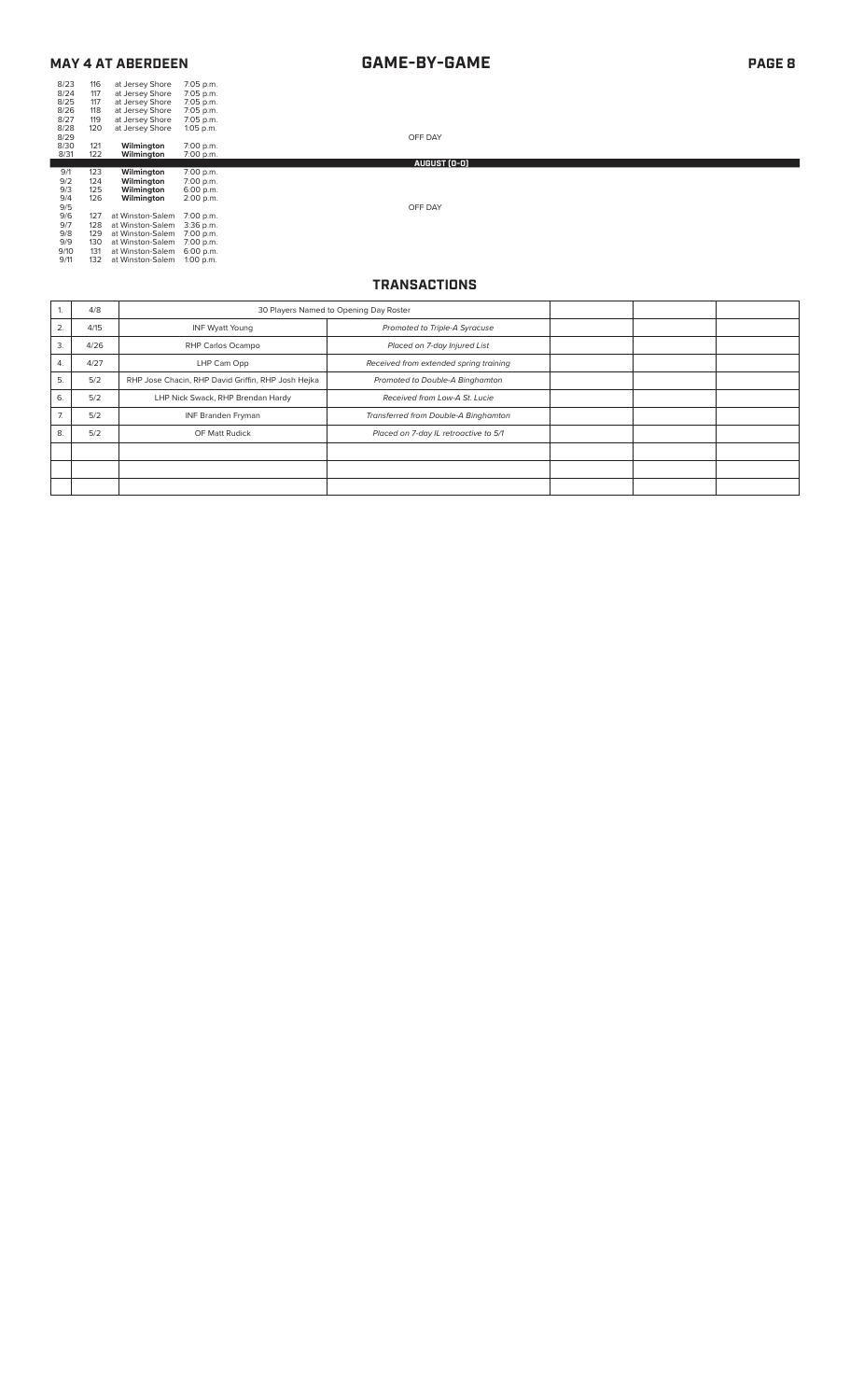# GAME-BY-GAME

| | | | | |
|---|---|---|---|---|
| 8/23 | 116 | at Jersey Shore | 7:05 p.m. | |
| 8/24 | 117 | at Jersey Shore | 7:05 p.m. | |
| 8/25 | 117 | at Jersey Shore | 7:05 p.m. | |
| 8/26 | 118 | at Jersey Shore | 7:05 p.m. | |
| 8/27 | 119 | at Jersey Shore | 7:05 p.m. | |
| 8/28 | 120 | at Jersey Shore | 1:05 p.m. | |
| 8/29 | | | | OFF DAY |
| 8/30 | 121 | **Wilmington** | 7:00 p.m. | |
| 8/31 | 122 | **Wilmington** | 7:00 p.m. | |
| | | | | **AUGUST (0-0)** |
| 9/1 | 123 | **Wilmington** | 7:00 p.m. | |
| 9/2 | 124 | **Wilmington** | 7:00 p.m. | |
| 9/3 | 125 | **Wilmington** | 6:00 p.m. | |
| 9/4 | 126 | **Wilmington** | 2:00 p.m. | |
| 9/5 | | | | OFF DAY |
| 9/6 | 127 | at Winston-Salem | 7:00 p.m. | |
| 9/7 | 128 | at Winston-Salem | 3:36 p.m. | |
| 9/8 | 129 | at Winston-Salem | 7:00 p.m. | |
| 9/9 | 130 | at Winston-Salem | 7:00 p.m. | |
| 9/10 | 131 | at Winston-Salem | 6:00 p.m. | |
| 9/11 | 132 | at Winston-Salem | 1:00 p.m. | |

## TRANSACTIONS

| | | | | | | |
|---|---|---|---|---|---|---|
| 1. | 4/8 | 30 Players Named to Opening Day Roster | | | | |
| 2. | 4/15 | INF Wyatt Young | *Promoted to Triple-A Syracuse* | | | |
| 3. | 4/26 | RHP Carlos Ocampo | *Placed on 7-day Injured List* | | | |
| 4. | 4/27 | LHP Cam Opp | *Received from extended spring training* | | | |
| 5. | 5/2 | RHP Jose Chacin, RHP David Griffin, RHP Josh Hejka | *Promoted to Double-A Binghamton* | | | |
| 6. | 5/2 | LHP Nick Swack, RHP Brendan Hardy | *Received from Low-A St. Lucie* | | | |
| 7. | 5/2 | INF Branden Fryman | *Transferred from Double-A Binghamton* | | | |
| 8. | 5/2 | OF Matt Rudick | *Placed on 7-day IL retroactive to 5/1* | | | |
| | | | | | | |
| | | | | | | |
| | | | | | | |